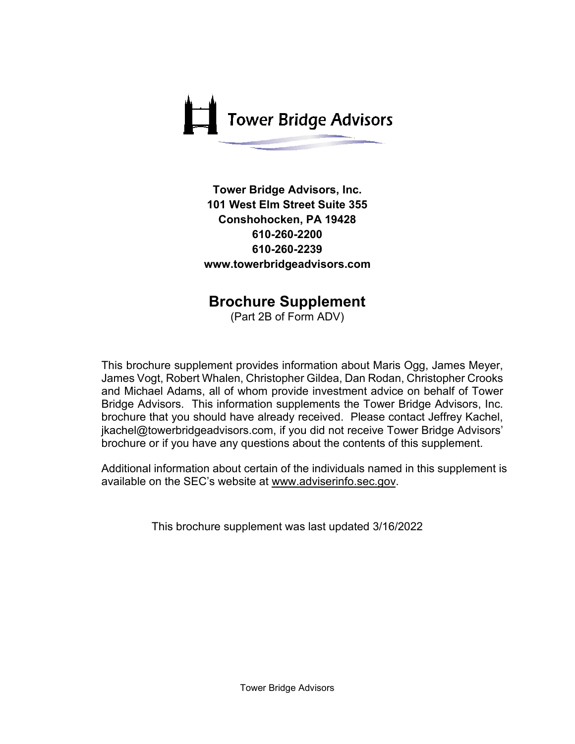Tower Bridge Advisors

**Tower Bridge Advisors, Inc.**
**101 West Elm Street Suite 355**
**Conshohocken, PA 19428**
**610-260-2200**
**610-260-2239**
**www.towerbridgeadvisors.com**

# Brochure Supplement

(Part 2B of Form ADV)

This brochure supplement provides information about Maris Ogg, James Meyer, James Vogt, Robert Whalen, Christopher Gildea, Dan Rodan, Christopher Crooks and Michael Adams, all of whom provide investment advice on behalf of Tower Bridge Advisors. This information supplements the Tower Bridge Advisors, Inc. brochure that you should have already received. Please contact Jeffrey Kachel, jkachel@towerbridgeadvisors.com, if you did not receive Tower Bridge Advisors' brochure or if you have any questions about the contents of this supplement.

Additional information about certain of the individuals named in this supplement is available on the SEC's website at www.adviserinfo.sec.gov.

This brochure supplement was last updated 3/16/2022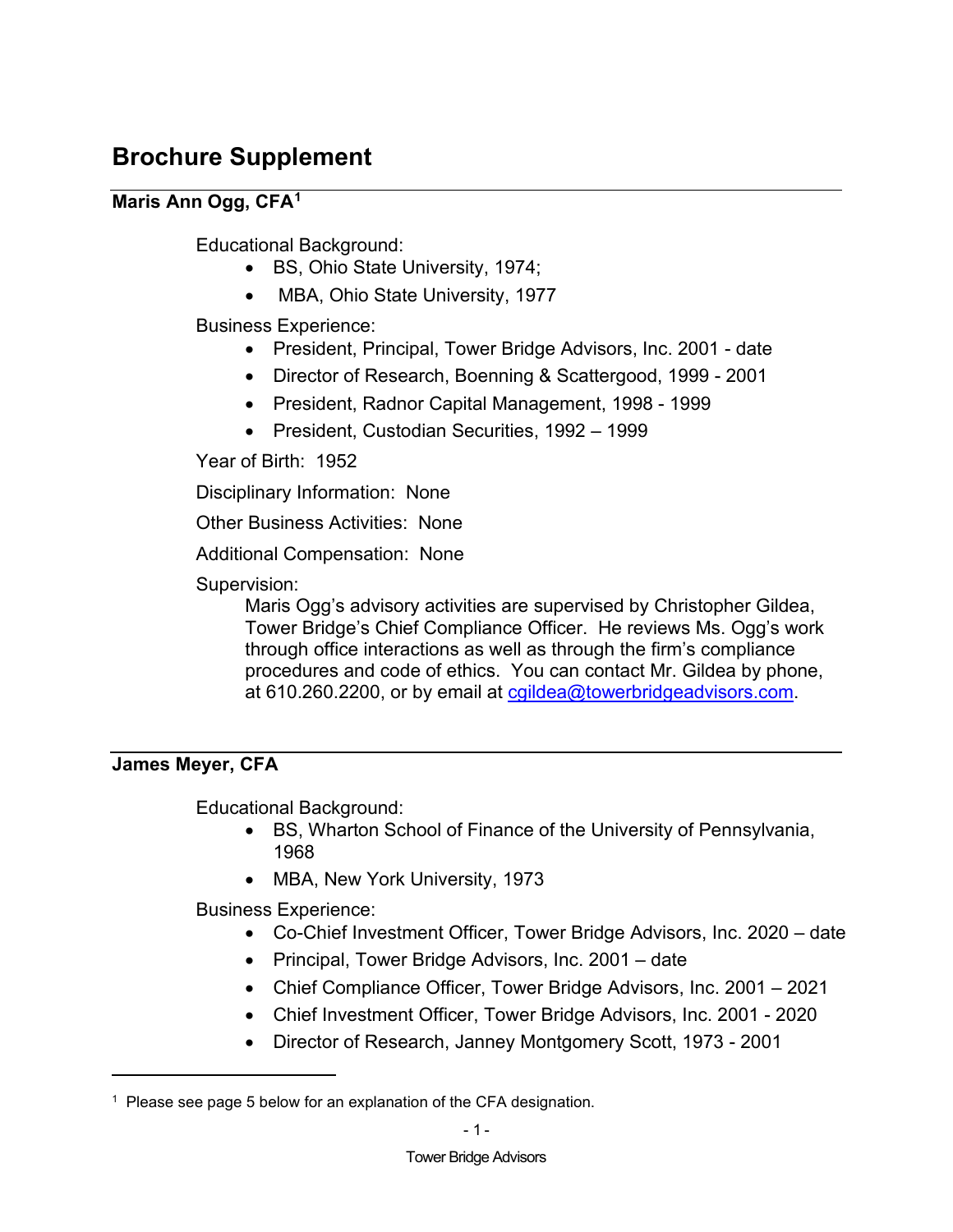# Brochure Supplement

## Maris Ann Ogg, CFA[1]

Educational Background:

- BS, Ohio State University, 1974;
- MBA, Ohio State University, 1977

Business Experience:

- President, Principal, Tower Bridge Advisors, Inc. 2001 - date
- Director of Research, Boenning & Scattergood, 1999 - 2001
- President, Radnor Capital Management, 1998 - 1999
- President, Custodian Securities, 1992 – 1999

Year of Birth: 1952

Disciplinary Information: None

Other Business Activities: None

Additional Compensation: None

Supervision:

Maris Ogg's advisory activities are supervised by Christopher Gildea, Tower Bridge's Chief Compliance Officer. He reviews Ms. Ogg's work through office interactions as well as through the firm's compliance procedures and code of ethics. You can contact Mr. Gildea by phone, at 610.260.2200, or by email at cgildea@towerbridgeadvisors.com.

## James Meyer, CFA

Educational Background:

- BS, Wharton School of Finance of the University of Pennsylvania, 1968
- MBA, New York University, 1973

Business Experience:

- Co-Chief Investment Officer, Tower Bridge Advisors, Inc. 2020 – date
- Principal, Tower Bridge Advisors, Inc. 2001 – date
- Chief Compliance Officer, Tower Bridge Advisors, Inc. 2001 – 2021
- Chief Investment Officer, Tower Bridge Advisors, Inc. 2001 - 2020
- Director of Research, Janney Montgomery Scott, 1973 - 2001

[1] Please see page 5 below for an explanation of the CFA designation.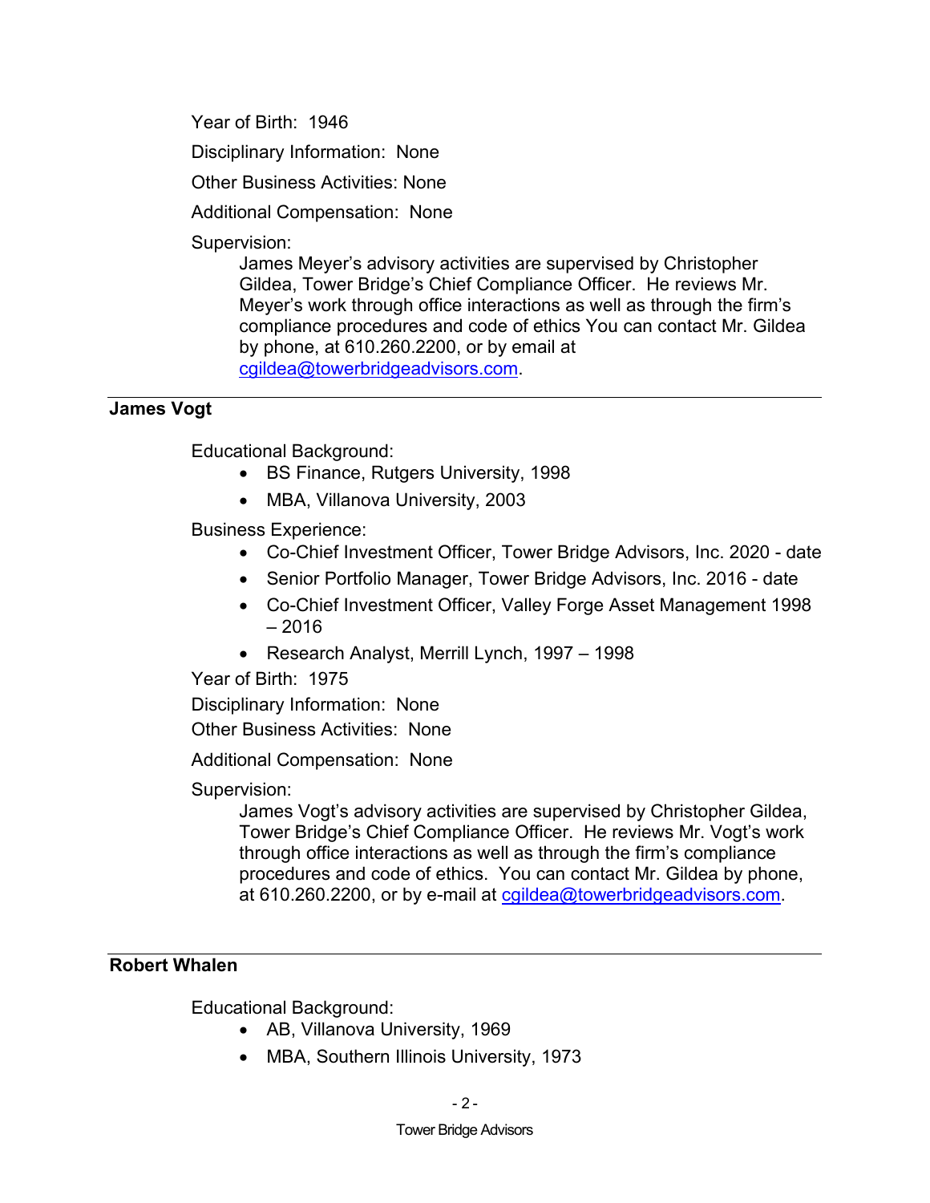Year of Birth: 1946

Disciplinary Information: None

Other Business Activities: None

Additional Compensation: None

Supervision:

James Meyer's advisory activities are supervised by Christopher Gildea, Tower Bridge's Chief Compliance Officer. He reviews Mr. Meyer's work through office interactions as well as through the firm's compliance procedures and code of ethics You can contact Mr. Gildea by phone, at 610.260.2200, or by email at cgildea@towerbridgeadvisors.com.

---

**James Vogt**

Educational Background:

- BS Finance, Rutgers University, 1998
- MBA, Villanova University, 2003

Business Experience:

- Co-Chief Investment Officer, Tower Bridge Advisors, Inc. 2020 - date
- Senior Portfolio Manager, Tower Bridge Advisors, Inc. 2016 - date
- Co-Chief Investment Officer, Valley Forge Asset Management 1998 – 2016
- Research Analyst, Merrill Lynch, 1997 – 1998

Year of Birth: 1975

Disciplinary Information: None

Other Business Activities: None

Additional Compensation: None

Supervision:

James Vogt's advisory activities are supervised by Christopher Gildea, Tower Bridge's Chief Compliance Officer. He reviews Mr. Vogt's work through office interactions as well as through the firm's compliance procedures and code of ethics. You can contact Mr. Gildea by phone, at 610.260.2200, or by e-mail at cgildea@towerbridgeadvisors.com.

---

**Robert Whalen**

Educational Background:

- AB, Villanova University, 1969
- MBA, Southern Illinois University, 1973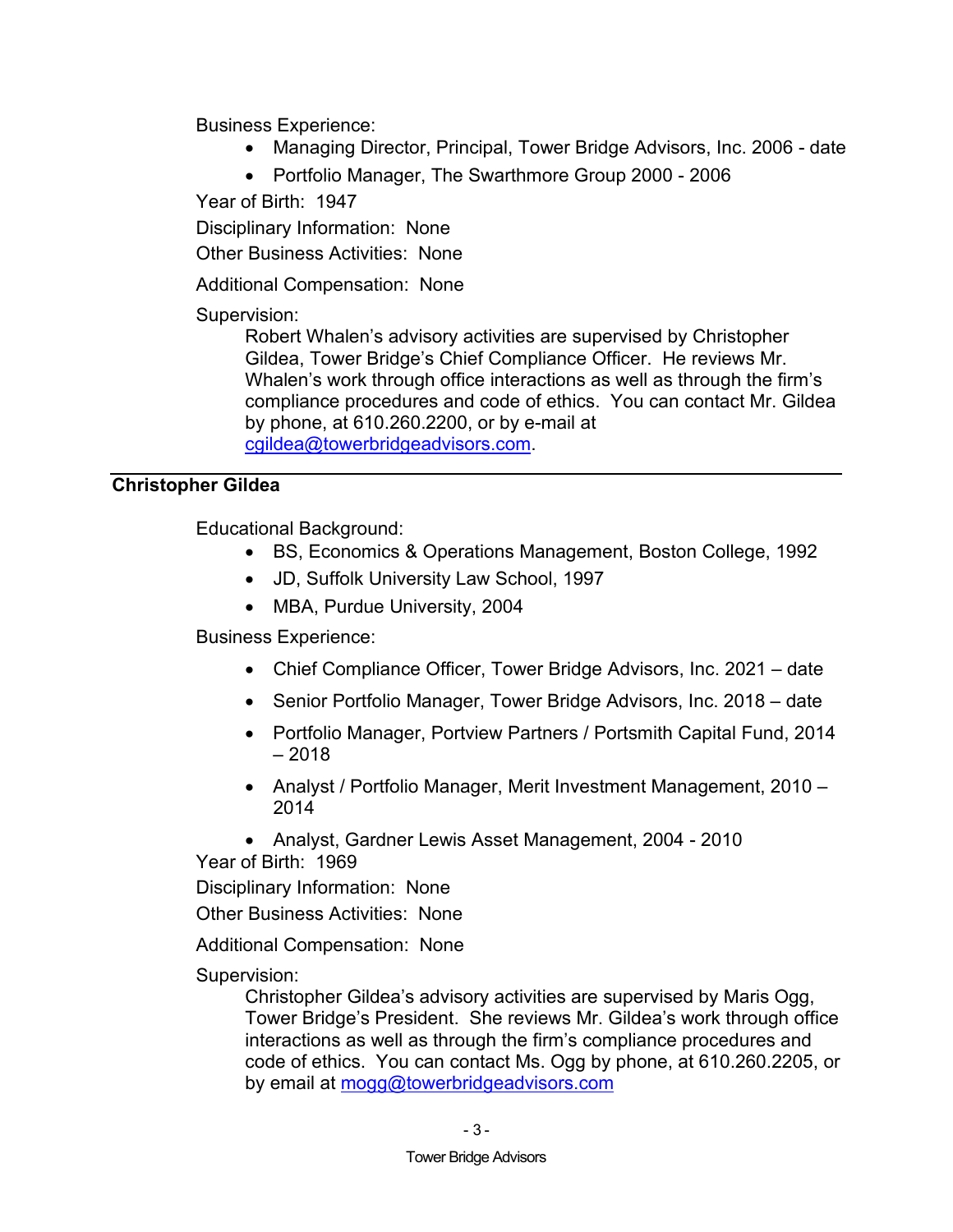Business Experience:

- Managing Director, Principal, Tower Bridge Advisors, Inc. 2006 - date
- Portfolio Manager, The Swarthmore Group 2000 - 2006

Year of Birth: 1947

Disciplinary Information: None

Other Business Activities: None

Additional Compensation: None

Supervision:

Robert Whalen's advisory activities are supervised by Christopher Gildea, Tower Bridge's Chief Compliance Officer. He reviews Mr. Whalen's work through office interactions as well as through the firm's compliance procedures and code of ethics. You can contact Mr. Gildea by phone, at 610.260.2200, or by e-mail at cgildea@towerbridgeadvisors.com.

---

**Christopher Gildea**

Educational Background:

- BS, Economics & Operations Management, Boston College, 1992
- JD, Suffolk University Law School, 1997
- MBA, Purdue University, 2004

Business Experience:

- Chief Compliance Officer, Tower Bridge Advisors, Inc. 2021 – date
- Senior Portfolio Manager, Tower Bridge Advisors, Inc. 2018 – date
- Portfolio Manager, Portview Partners / Portsmith Capital Fund, 2014 – 2018
- Analyst / Portfolio Manager, Merit Investment Management, 2010 – 2014
- Analyst, Gardner Lewis Asset Management, 2004 - 2010

Year of Birth: 1969

Disciplinary Information: None

Other Business Activities: None

Additional Compensation: None

Supervision:

Christopher Gildea's advisory activities are supervised by Maris Ogg, Tower Bridge's President. She reviews Mr. Gildea's work through office interactions as well as through the firm's compliance procedures and code of ethics. You can contact Ms. Ogg by phone, at 610.260.2205, or by email at mogg@towerbridgeadvisors.com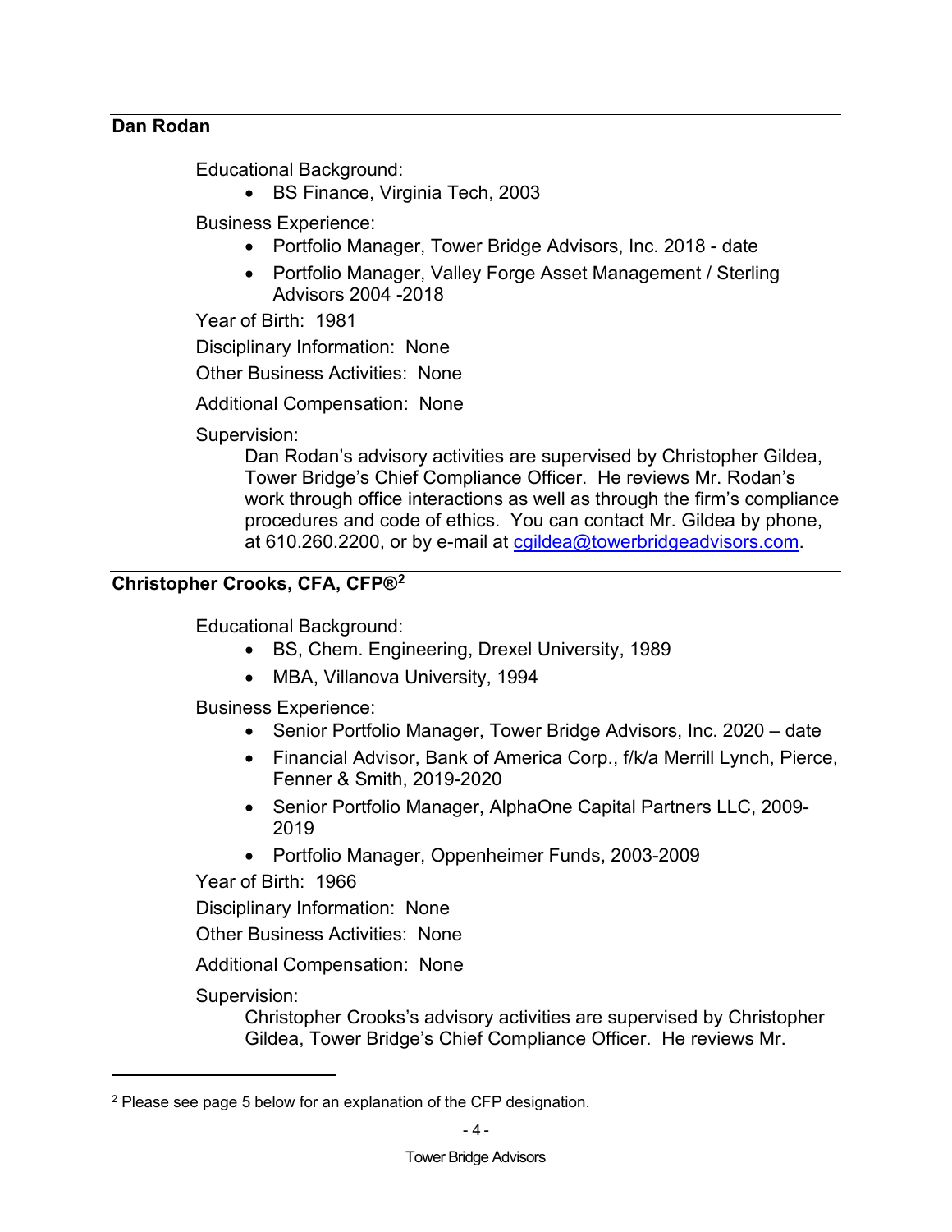## Dan Rodan

Educational Background:

- BS Finance, Virginia Tech, 2003

Business Experience:

- Portfolio Manager, Tower Bridge Advisors, Inc. 2018 - date
- Portfolio Manager, Valley Forge Asset Management / Sterling Advisors 2004 -2018

Year of Birth: 1981

Disciplinary Information: None

Other Business Activities: None

Additional Compensation: None

Supervision:

Dan Rodan's advisory activities are supervised by Christopher Gildea, Tower Bridge's Chief Compliance Officer. He reviews Mr. Rodan's work through office interactions as well as through the firm's compliance procedures and code of ethics. You can contact Mr. Gildea by phone, at 610.260.2200, or by e-mail at cgildea@towerbridgeadvisors.com.

## Christopher Crooks, CFA, CFP®[2]

Educational Background:

- BS, Chem. Engineering, Drexel University, 1989
- MBA, Villanova University, 1994

Business Experience:

- Senior Portfolio Manager, Tower Bridge Advisors, Inc. 2020 – date
- Financial Advisor, Bank of America Corp., f/k/a Merrill Lynch, Pierce, Fenner & Smith, 2019-2020
- Senior Portfolio Manager, AlphaOne Capital Partners LLC, 2009-2019
- Portfolio Manager, Oppenheimer Funds, 2003-2009

Year of Birth: 1966

Disciplinary Information: None

Other Business Activities: None

Additional Compensation: None

Supervision:

Christopher Crooks's advisory activities are supervised by Christopher Gildea, Tower Bridge's Chief Compliance Officer. He reviews Mr.

[2] Please see page 5 below for an explanation of the CFP designation.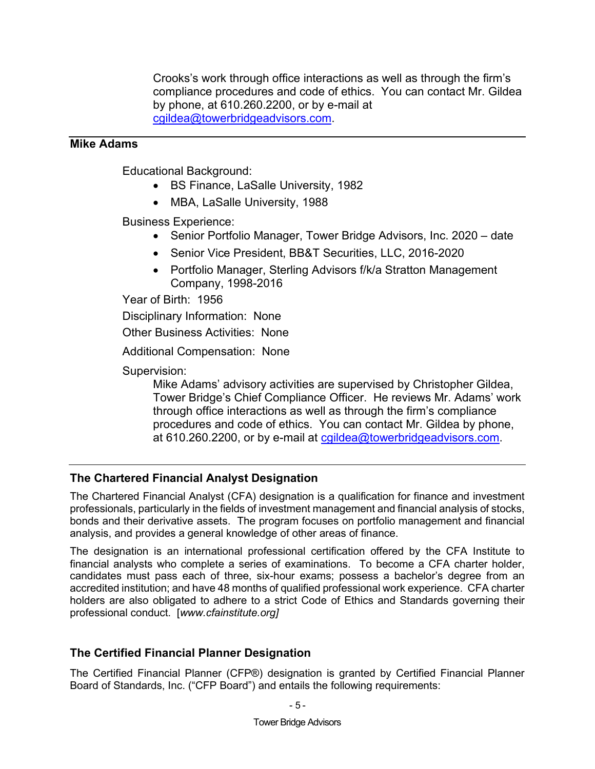Crooks's work through office interactions as well as through the firm's compliance procedures and code of ethics. You can contact Mr. Gildea by phone, at 610.260.2200, or by e-mail at cgildea@towerbridgeadvisors.com.

---

**Mike Adams**

Educational Background:

- BS Finance, LaSalle University, 1982
- MBA, LaSalle University, 1988

Business Experience:

- Senior Portfolio Manager, Tower Bridge Advisors, Inc. 2020 – date
- Senior Vice President, BB&T Securities, LLC, 2016-2020
- Portfolio Manager, Sterling Advisors f/k/a Stratton Management Company, 1998-2016

Year of Birth: 1956

Disciplinary Information: None

Other Business Activities: None

Additional Compensation: None

Supervision:

Mike Adams' advisory activities are supervised by Christopher Gildea, Tower Bridge's Chief Compliance Officer. He reviews Mr. Adams' work through office interactions as well as through the firm's compliance procedures and code of ethics. You can contact Mr. Gildea by phone, at 610.260.2200, or by e-mail at cgildea@towerbridgeadvisors.com.

---

### The Chartered Financial Analyst Designation

The Chartered Financial Analyst (CFA) designation is a qualification for finance and investment professionals, particularly in the fields of investment management and financial analysis of stocks, bonds and their derivative assets. The program focuses on portfolio management and financial analysis, and provides a general knowledge of other areas of finance.

The designation is an international professional certification offered by the CFA Institute to financial analysts who complete a series of examinations. To become a CFA charter holder, candidates must pass each of three, six-hour exams; possess a bachelor's degree from an accredited institution; and have 48 months of qualified professional work experience. CFA charter holders are also obligated to adhere to a strict Code of Ethics and Standards governing their professional conduct. [*www.cfainstitute.org]*

### The Certified Financial Planner Designation

The Certified Financial Planner (CFP®) designation is granted by Certified Financial Planner Board of Standards, Inc. ("CFP Board") and entails the following requirements: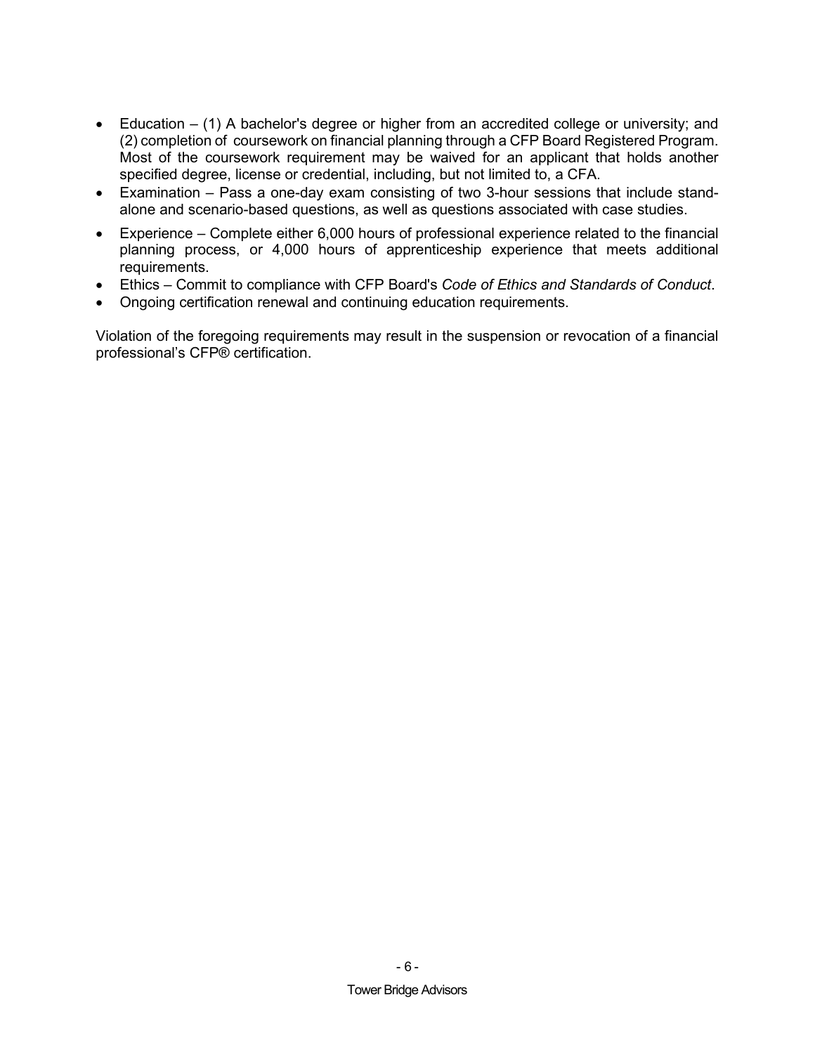- Education – (1) A bachelor's degree or higher from an accredited college or university; and (2) completion of coursework on financial planning through a CFP Board Registered Program. Most of the coursework requirement may be waived for an applicant that holds another specified degree, license or credential, including, but not limited to, a CFA.
- Examination – Pass a one-day exam consisting of two 3-hour sessions that include stand-alone and scenario-based questions, as well as questions associated with case studies.
- Experience – Complete either 6,000 hours of professional experience related to the financial planning process, or 4,000 hours of apprenticeship experience that meets additional requirements.
- Ethics – Commit to compliance with CFP Board's *Code of Ethics and Standards of Conduct*.
- Ongoing certification renewal and continuing education requirements.

Violation of the foregoing requirements may result in the suspension or revocation of a financial professional's CFP® certification.